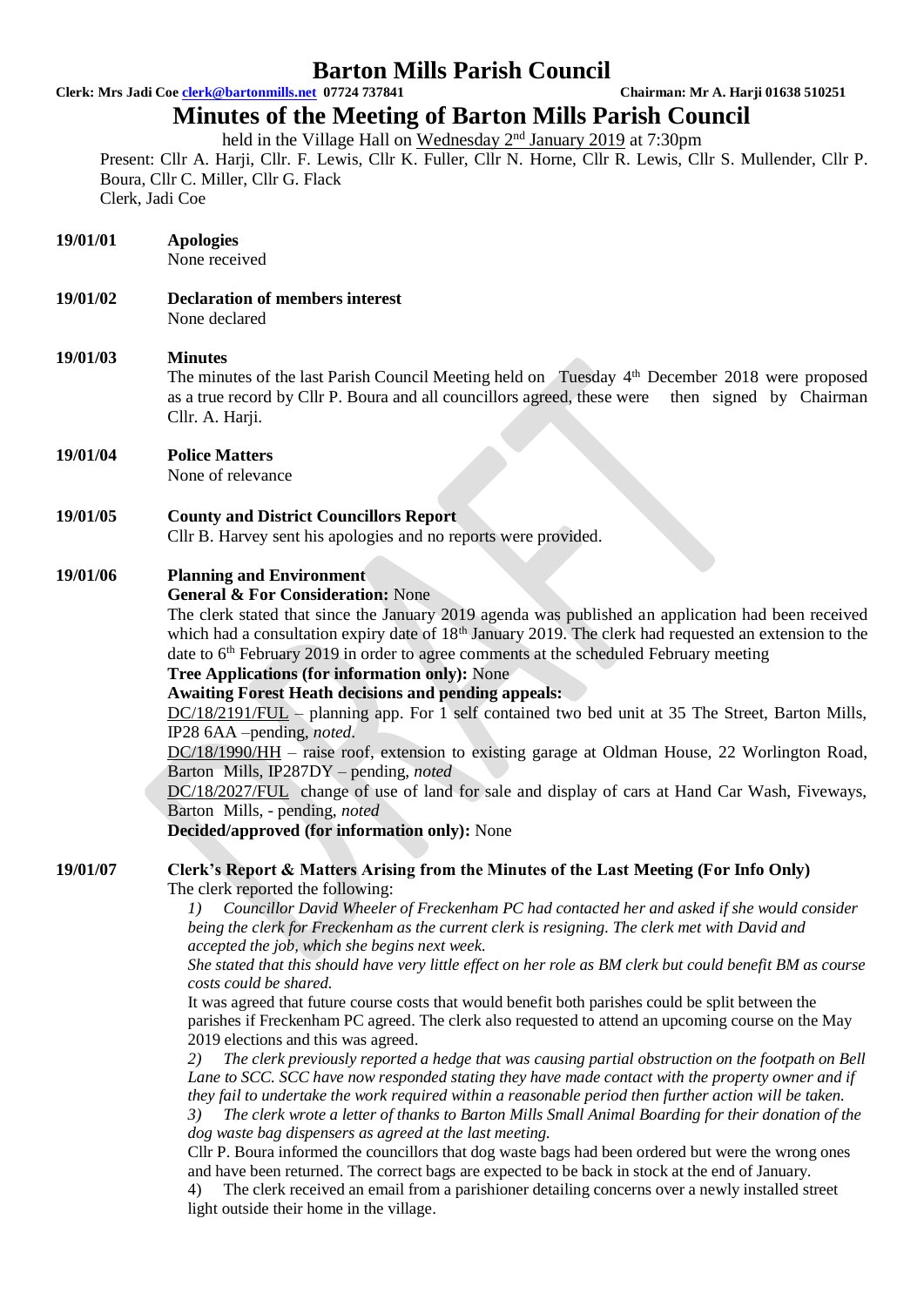# Barton Mills Parish Council

**Clerk: Mrs Jadi Coe clerk@bartonmills.net 07724 737841** **Chairman: Mr A. Harji 01638 510251**

## Minutes of the Meeting of Barton Mills Parish Council

held in the Village Hall on Wednesday 2nd January 2019 at 7:30pm

Present: Cllr A. Harji, Cllr. F. Lewis, Cllr K. Fuller, Cllr N. Horne, Cllr R. Lewis, Cllr S. Mullender, Cllr P. Boura, Cllr C. Miller, Cllr G. Flack

Clerk, Jadi Coe

**19/01/01** **Apologies**

None received

**19/01/02** **Declaration of members interest**

None declared

**19/01/03** **Minutes**

The minutes of the last Parish Council Meeting held on Tuesday 4th December 2018 were proposed as a true record by Cllr P. Boura and all councillors agreed, these were then signed by Chairman Cllr. A. Harji.

**19/01/04** **Police Matters**

None of relevance

**19/01/05** **County and District Councillors Report**

Cllr B. Harvey sent his apologies and no reports were provided.

**19/01/06** **Planning and Environment**

**General & For Consideration:** None

The clerk stated that since the January 2019 agenda was published an application had been received which had a consultation expiry date of 18th January 2019. The clerk had requested an extension to the date to 6th February 2019 in order to agree comments at the scheduled February meeting

**Tree Applications (for information only):** None

**Awaiting Forest Heath decisions and pending appeals:**

DC/18/2191/FUL – planning app. For 1 self contained two bed unit at 35 The Street, Barton Mills, IP28 6AA –pending, *noted*.

DC/18/1990/HH – raise roof, extension to existing garage at Oldman House, 22 Worlington Road, Barton Mills, IP287DY – pending, *noted*

DC/18/2027/FUL change of use of land for sale and display of cars at Hand Car Wash, Fiveways, Barton Mills, - pending, *noted*

**Decided/approved (for information only):** None

**19/01/07** **Clerk's Report & Matters Arising from the Minutes of the Last Meeting (For Info Only)**

The clerk reported the following:

1) *Councillor David Wheeler of Freckenham PC had contacted her and asked if she would consider being the clerk for Freckenham as the current clerk is resigning. The clerk met with David and accepted the job, which she begins next week.*

*She stated that this should have very little effect on her role as BM clerk but could benefit BM as course costs could be shared.*

It was agreed that future course costs that would benefit both parishes could be split between the parishes if Freckenham PC agreed. The clerk also requested to attend an upcoming course on the May 2019 elections and this was agreed.

2) *The clerk previously reported a hedge that was causing partial obstruction on the footpath on Bell Lane to SCC. SCC have now responded stating they have made contact with the property owner and if they fail to undertake the work required within a reasonable period then further action will be taken.*

3) *The clerk wrote a letter of thanks to Barton Mills Small Animal Boarding for their donation of the dog waste bag dispensers as agreed at the last meeting.*

Cllr P. Boura informed the councillors that dog waste bags had been ordered but were the wrong ones and have been returned. The correct bags are expected to be back in stock at the end of January.

4) The clerk received an email from a parishioner detailing concerns over a newly installed street light outside their home in the village.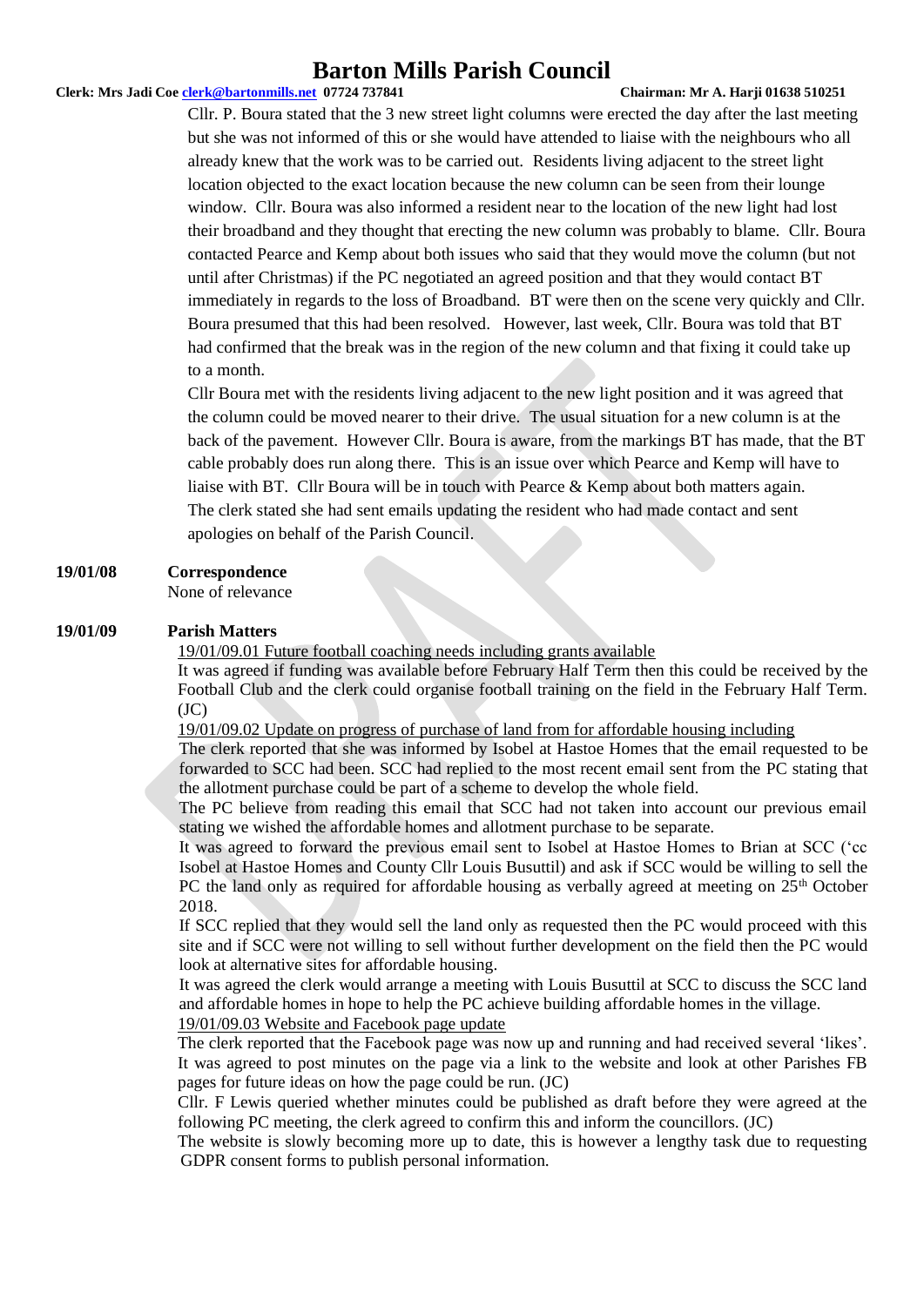Cllr. P. Boura stated that the 3 new street light columns were erected the day after the last meeting but she was not informed of this or she would have attended to liaise with the neighbours who all already knew that the work was to be carried out. Residents living adjacent to the street light location objected to the exact location because the new column can be seen from their lounge window. Cllr. Boura was also informed a resident near to the location of the new light had lost their broadband and they thought that erecting the new column was probably to blame. Cllr. Boura contacted Pearce and Kemp about both issues who said that they would move the column (but not until after Christmas) if the PC negotiated an agreed position and that they would contact BT immediately in regards to the loss of Broadband. BT were then on the scene very quickly and Cllr. Boura presumed that this had been resolved. However, last week, Cllr. Boura was told that BT had confirmed that the break was in the region of the new column and that fixing it could take up to a month.

Cllr Boura met with the residents living adjacent to the new light position and it was agreed that the column could be moved nearer to their drive. The usual situation for a new column is at the back of the pavement. However Cllr. Boura is aware, from the markings BT has made, that the BT cable probably does run along there. This is an issue over which Pearce and Kemp will have to liaise with BT. Cllr Boura will be in touch with Pearce & Kemp about both matters again.

The clerk stated she had sent emails updating the resident who had made contact and sent apologies on behalf of the Parish Council.

**19/01/08 Correspondence**

None of relevance

**19/01/09 Parish Matters**

19/01/09.01 Future football coaching needs including grants available

It was agreed if funding was available before February Half Term then this could be received by the Football Club and the clerk could organise football training on the field in the February Half Term. (JC)

19/01/09.02 Update on progress of purchase of land from for affordable housing including

The clerk reported that she was informed by Isobel at Hastoe Homes that the email requested to be forwarded to SCC had been. SCC had replied to the most recent email sent from the PC stating that the allotment purchase could be part of a scheme to develop the whole field.

The PC believe from reading this email that SCC had not taken into account our previous email stating we wished the affordable homes and allotment purchase to be separate.

It was agreed to forward the previous email sent to Isobel at Hastoe Homes to Brian at SCC ('cc Isobel at Hastoe Homes and County Cllr Louis Busuttil) and ask if SCC would be willing to sell the PC the land only as required for affordable housing as verbally agreed at meeting on 25th October 2018.

If SCC replied that they would sell the land only as requested then the PC would proceed with this site and if SCC were not willing to sell without further development on the field then the PC would look at alternative sites for affordable housing.

It was agreed the clerk would arrange a meeting with Louis Busuttil at SCC to discuss the SCC land and affordable homes in hope to help the PC achieve building affordable homes in the village.

19/01/09.03 Website and Facebook page update

The clerk reported that the Facebook page was now up and running and had received several 'likes'. It was agreed to post minutes on the page via a link to the website and look at other Parishes FB pages for future ideas on how the page could be run. (JC)

Cllr. F Lewis queried whether minutes could be published as draft before they were agreed at the following PC meeting, the clerk agreed to confirm this and inform the councillors. (JC)

The website is slowly becoming more up to date, this is however a lengthy task due to requesting GDPR consent forms to publish personal information.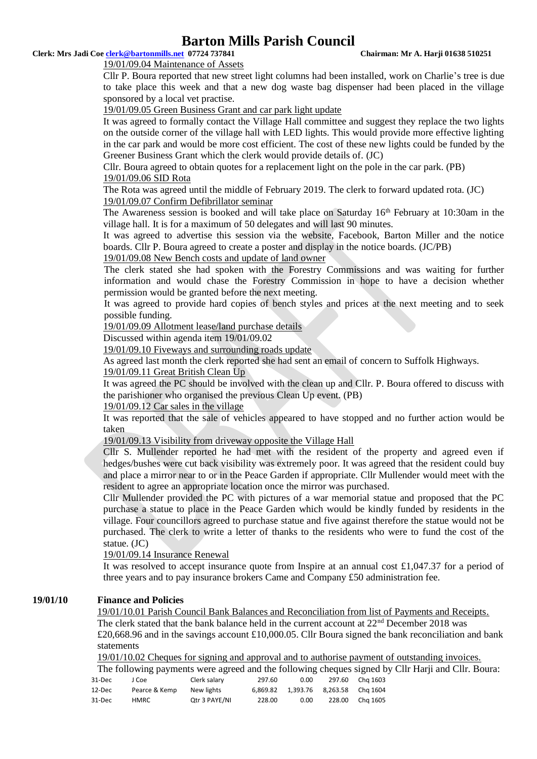19/01/09.04 Maintenance of Assets

Cllr P. Boura reported that new street light columns had been installed, work on Charlie's tree is due to take place this week and that a new dog waste bag dispenser had been placed in the village sponsored by a local vet practise.

19/01/09.05 Green Business Grant and car park light update

It was agreed to formally contact the Village Hall committee and suggest they replace the two lights on the outside corner of the village hall with LED lights. This would provide more effective lighting in the car park and would be more cost efficient. The cost of these new lights could be funded by the Greener Business Grant which the clerk would provide details of. (JC)

Cllr. Boura agreed to obtain quotes for a replacement light on the pole in the car park. (PB)

19/01/09.06 SID Rota

The Rota was agreed until the middle of February 2019. The clerk to forward updated rota. (JC)

19/01/09.07 Confirm Defibrillator seminar

The Awareness session is booked and will take place on Saturday 16th February at 10:30am in the village hall. It is for a maximum of 50 delegates and will last 90 minutes.

It was agreed to advertise this session via the website, Facebook, Barton Miller and the notice boards. Cllr P. Boura agreed to create a poster and display in the notice boards. (JC/PB)

19/01/09.08 New Bench costs and update of land owner

The clerk stated she had spoken with the Forestry Commissions and was waiting for further information and would chase the Forestry Commission in hope to have a decision whether permission would be granted before the next meeting.

It was agreed to provide hard copies of bench styles and prices at the next meeting and to seek possible funding.

19/01/09.09 Allotment lease/land purchase details

Discussed within agenda item 19/01/09.02

19/01/09.10 Fiveways and surrounding roads update

As agreed last month the clerk reported she had sent an email of concern to Suffolk Highways.

19/01/09.11 Great British Clean Up

It was agreed the PC should be involved with the clean up and Cllr. P. Boura offered to discuss with the parishioner who organised the previous Clean Up event. (PB)

19/01/09.12 Car sales in the village

It was reported that the sale of vehicles appeared to have stopped and no further action would be taken

19/01/09.13 Visibility from driveway opposite the Village Hall

Cllr S. Mullender reported he had met with the resident of the property and agreed even if hedges/bushes were cut back visibility was extremely poor. It was agreed that the resident could buy and place a mirror near to or in the Peace Garden if appropriate. Cllr Mullender would meet with the resident to agree an appropriate location once the mirror was purchased.

Cllr Mullender provided the PC with pictures of a war memorial statue and proposed that the PC purchase a statue to place in the Peace Garden which would be kindly funded by residents in the village. Four councillors agreed to purchase statue and five against therefore the statue would not be purchased. The clerk to write a letter of thanks to the residents who were to fund the cost of the statue. (JC)

19/01/09.14 Insurance Renewal

It was resolved to accept insurance quote from Inspire at an annual cost £1,047.37 for a period of three years and to pay insurance brokers Came and Company £50 administration fee.

**19/01/10 Finance and Policies**

19/01/10.01 Parish Council Bank Balances and Reconciliation from list of Payments and Receipts.

The clerk stated that the bank balance held in the current account at 22nd December 2018 was £20,668.96 and in the savings account £10,000.05. Cllr Boura signed the bank reconciliation and bank statements

19/01/10.02 Cheques for signing and approval and to authorise payment of outstanding invoices.

The following payments were agreed and the following cheques signed by Cllr Harji and Cllr. Boura:

| | | | | | | |
|---|---|---|---|---|---|---|
| 31-Dec | J Coe | Clerk salary | 297.60 | 0.00 | 297.60 | Chq 1603 |
| 12-Dec | Pearce & Kemp | New lights | 6,869.82 | 1,393.76 | 8,263.58 | Chq 1604 |
| 31-Dec | HMRC | Qtr 3 PAYE/NI | 228.00 | 0.00 | 228.00 | Chq 1605 |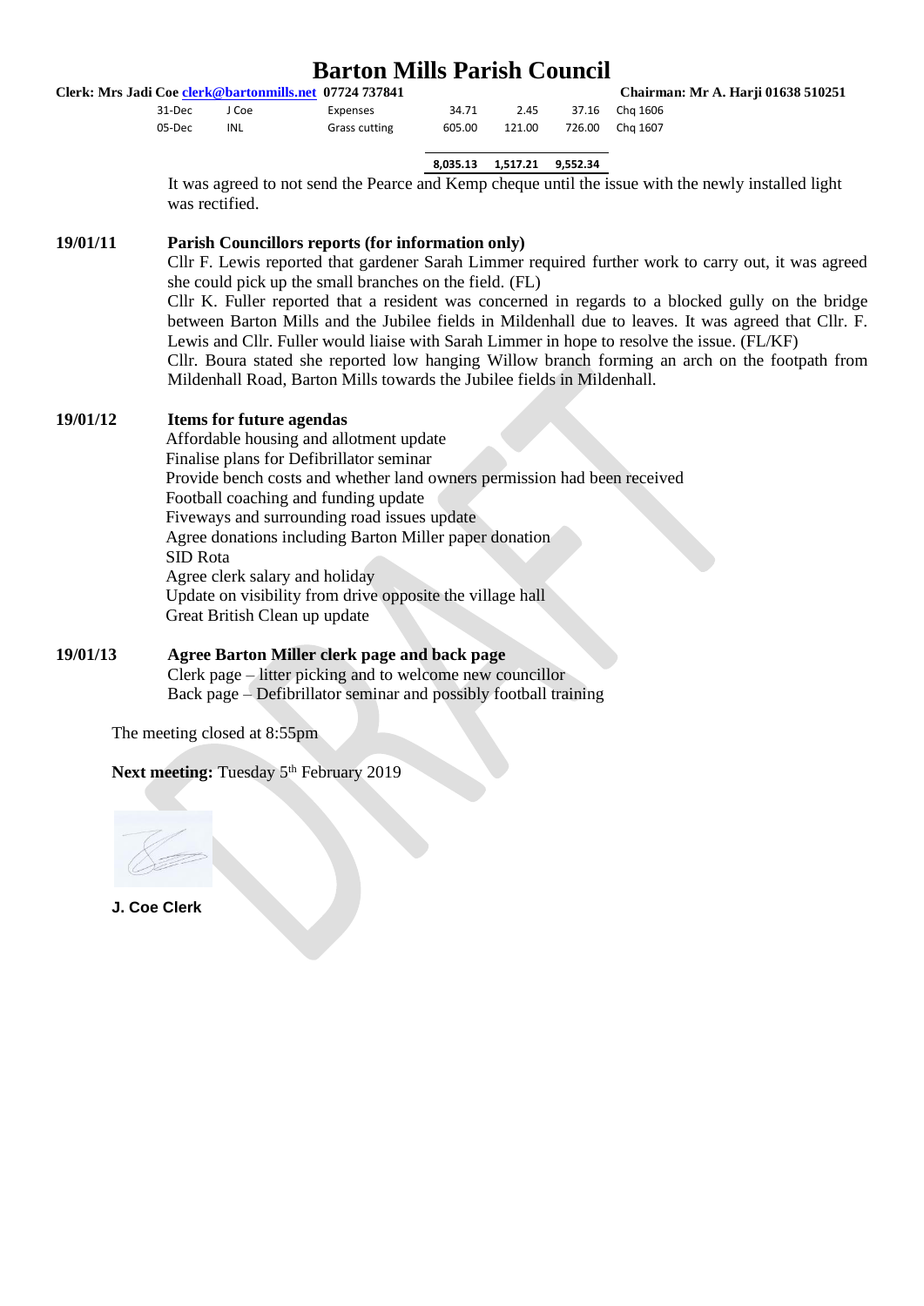# Barton Mills Parish Council

**Clerk: Mrs Jadi Coe clerk@bartonmills.net 07724 737841** **Chairman: Mr A. Harji 01638 510251**

| | | | | | | |
|---|---|---|---|---|---|---|
| 31-Dec | J Coe | Expenses | 34.71 | 2.45 | 37.16 | Chq 1606 |
| 05-Dec | INL | Grass cutting | 605.00 | 121.00 | 726.00 | Chq 1607 |
| | | | **8,035.13** | **1,517.21** | **9,552.34** | |

It was agreed to not send the Pearce and Kemp cheque until the issue with the newly installed light was rectified.

**19/01/11** **Parish Councillors reports (for information only)**

Cllr F. Lewis reported that gardener Sarah Limmer required further work to carry out, it was agreed she could pick up the small branches on the field. (FL)

Cllr K. Fuller reported that a resident was concerned in regards to a blocked gully on the bridge between Barton Mills and the Jubilee fields in Mildenhall due to leaves. It was agreed that Cllr. F. Lewis and Cllr. Fuller would liaise with Sarah Limmer in hope to resolve the issue. (FL/KF)

Cllr. Boura stated she reported low hanging Willow branch forming an arch on the footpath from Mildenhall Road, Barton Mills towards the Jubilee fields in Mildenhall.

**19/01/12** **Items for future agendas**

Affordable housing and allotment update
Finalise plans for Defibrillator seminar
Provide bench costs and whether land owners permission had been received
Football coaching and funding update
Fiveways and surrounding road issues update
Agree donations including Barton Miller paper donation
SID Rota
Agree clerk salary and holiday
Update on visibility from drive opposite the village hall
Great British Clean up update

**19/01/13** **Agree Barton Miller clerk page and back page**

Clerk page – litter picking and to welcome new councillor
Back page – Defibrillator seminar and possibly football training

The meeting closed at 8:55pm

**Next meeting:** Tuesday 5th February 2019

**J. Coe Clerk**